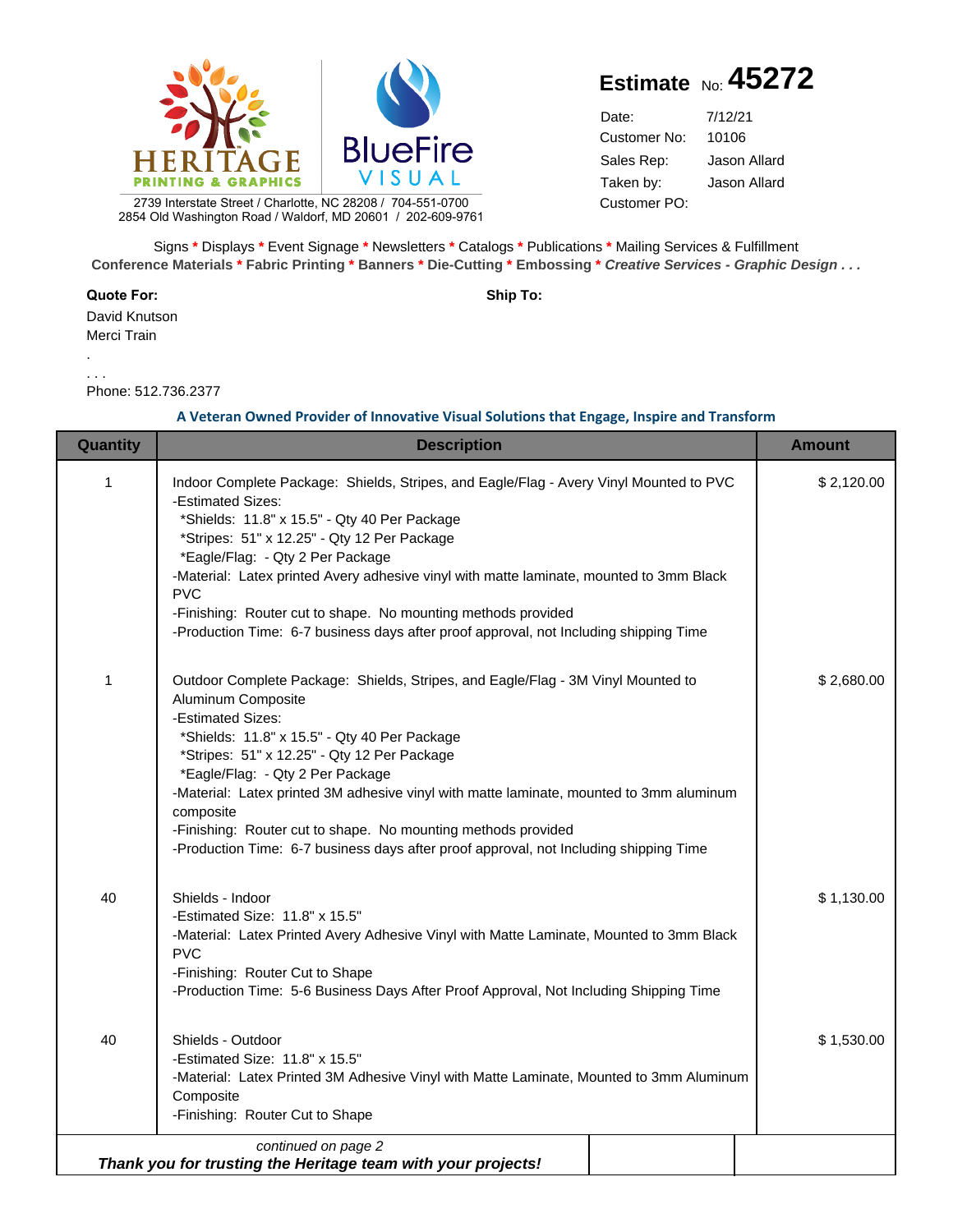HERITAGE PRINTING & GRAPHICS | BlueFire VISUAL

2739 Interstate Street / Charlotte, NC 28208 / 704-551-0700
2854 Old Washington Road / Waldorf, MD 20601 / 202-609-9761

# Estimate No: 45272

| | |
|---|---|
| Date: | 7/12/21 |
| Customer No: | 10106 |
| Sales Rep: | Jason Allard |
| Taken by: | Jason Allard |
| Customer PO: | |

Signs * Displays * Event Signage * Newsletters * Catalogs * Publications * Mailing Services & Fulfillment
**Conference Materials * Fabric Printing * Banners * Die-Cutting * Embossing * *Creative Services - Graphic Design . . .***

**Quote For:**
David Knutson
Merci Train
.
. . .
Phone: 512.736.2377

**Ship To:**

**A Veteran Owned Provider of Innovative Visual Solutions that Engage, Inspire and Transform**

| Quantity | Description | Amount |
|---|---|---|
| 1 | Indoor Complete Package: Shields, Stripes, and Eagle/Flag - Avery Vinyl Mounted to PVC<br>-Estimated Sizes:<br>*Shields: 11.8" x 15.5" - Qty 40 Per Package<br>*Stripes: 51" x 12.25" - Qty 12 Per Package<br>*Eagle/Flag: - Qty 2 Per Package<br>-Material: Latex printed Avery adhesive vinyl with matte laminate, mounted to 3mm Black PVC<br>-Finishing: Router cut to shape. No mounting methods provided<br>-Production Time: 6-7 business days after proof approval, not Including shipping Time | $ 2,120.00 |
| 1 | Outdoor Complete Package: Shields, Stripes, and Eagle/Flag - 3M Vinyl Mounted to Aluminum Composite<br>-Estimated Sizes:<br>*Shields: 11.8" x 15.5" - Qty 40 Per Package<br>*Stripes: 51" x 12.25" - Qty 12 Per Package<br>*Eagle/Flag: - Qty 2 Per Package<br>-Material: Latex printed 3M adhesive vinyl with matte laminate, mounted to 3mm aluminum composite<br>-Finishing: Router cut to shape. No mounting methods provided<br>-Production Time: 6-7 business days after proof approval, not Including shipping Time | $ 2,680.00 |
| 40 | Shields - Indoor<br>-Estimated Size: 11.8" x 15.5"<br>-Material: Latex Printed Avery Adhesive Vinyl with Matte Laminate, Mounted to 3mm Black PVC<br>-Finishing: Router Cut to Shape<br>-Production Time: 5-6 Business Days After Proof Approval, Not Including Shipping Time | $ 1,130.00 |
| 40 | Shields - Outdoor<br>-Estimated Size: 11.8" x 15.5"<br>-Material: Latex Printed 3M Adhesive Vinyl with Matte Laminate, Mounted to 3mm Aluminum Composite<br>-Finishing: Router Cut to Shape | $ 1,530.00 |

*continued on page 2*

***Thank you for trusting the Heritage team with your projects!***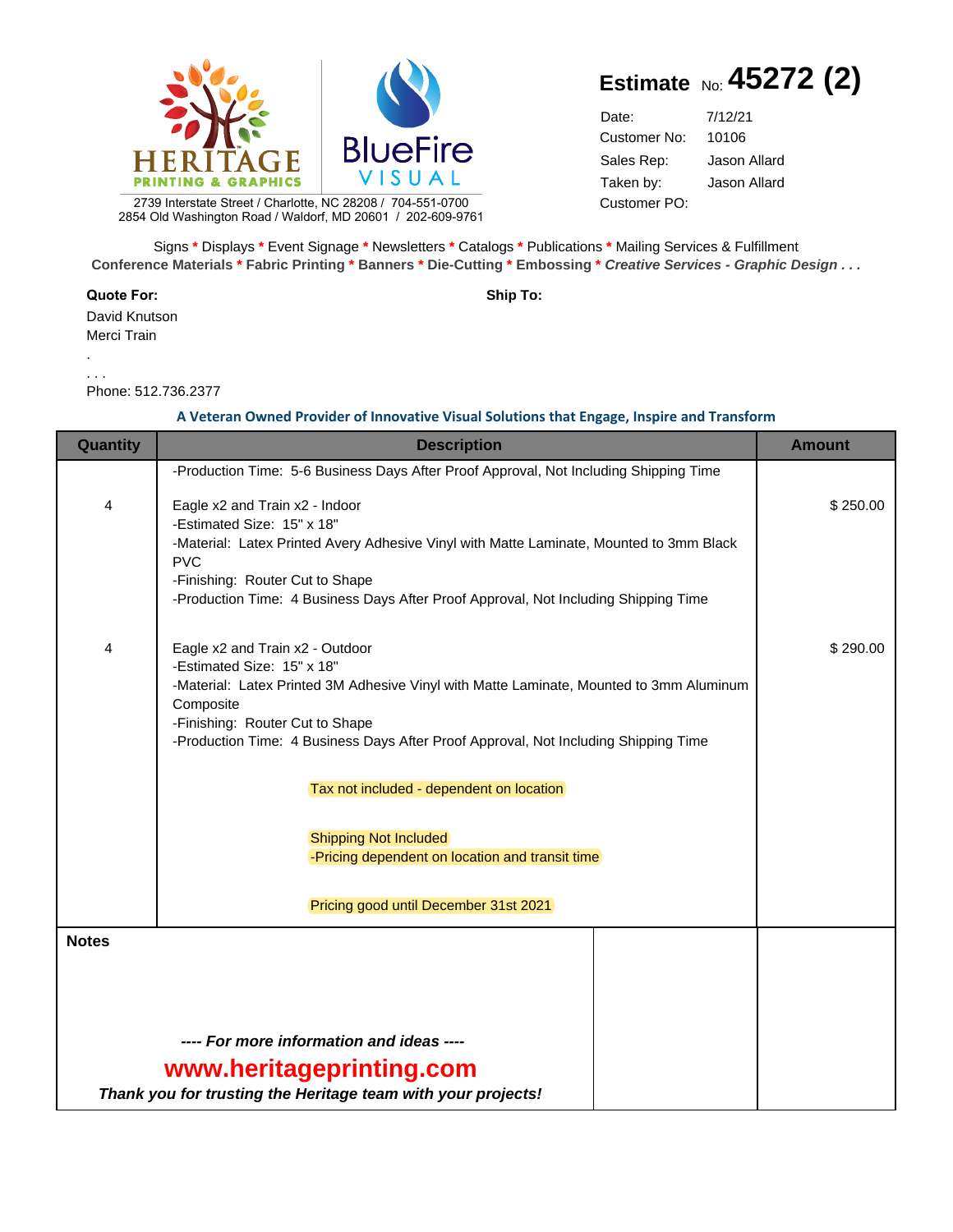HERITAGE PRINTING & GRAPHICS | BlueFire VISUAL

2739 Interstate Street / Charlotte, NC 28208 / 704-551-0700
2854 Old Washington Road / Waldorf, MD 20601 / 202-609-9761

# Estimate No: 45272 (2)

| | |
|---|---|
| Date: | 7/12/21 |
| Customer No: | 10106 |
| Sales Rep: | Jason Allard |
| Taken by: | Jason Allard |
| Customer PO: | |

Signs * Displays * Event Signage * Newsletters * Catalogs * Publications * Mailing Services & Fulfillment
**Conference Materials * Fabric Printing * Banners * Die-Cutting * Embossing * *Creative Services - Graphic Design . . .***

**Quote For:**
David Knutson
Merci Train
.
. . .
Phone: 512.736.2377

**Ship To:**

**A Veteran Owned Provider of Innovative Visual Solutions that Engage, Inspire and Transform**

| Quantity | Description | Amount |
|---|---|---|
| | -Production Time: 5-6 Business Days After Proof Approval, Not Including Shipping Time | |
| 4 | Eagle x2 and Train x2 - Indoor<br>-Estimated Size: 15" x 18"<br>-Material: Latex Printed Avery Adhesive Vinyl with Matte Laminate, Mounted to 3mm Black PVC<br>-Finishing: Router Cut to Shape<br>-Production Time: 4 Business Days After Proof Approval, Not Including Shipping Time | $ 250.00 |
| 4 | Eagle x2 and Train x2 - Outdoor<br>-Estimated Size: 15" x 18"<br>-Material: Latex Printed 3M Adhesive Vinyl with Matte Laminate, Mounted to 3mm Aluminum Composite<br>-Finishing: Router Cut to Shape<br>-Production Time: 4 Business Days After Proof Approval, Not Including Shipping Time | $ 290.00 |
| | Tax not included - dependent on location | |
| | Shipping Not Included<br>-Pricing dependent on location and transit time | |
| | Pricing good until December 31st 2021 | |

**Notes**

***---- For more information and ideas ----***

**www.heritageprinting.com**

***Thank you for trusting the Heritage team with your projects!***